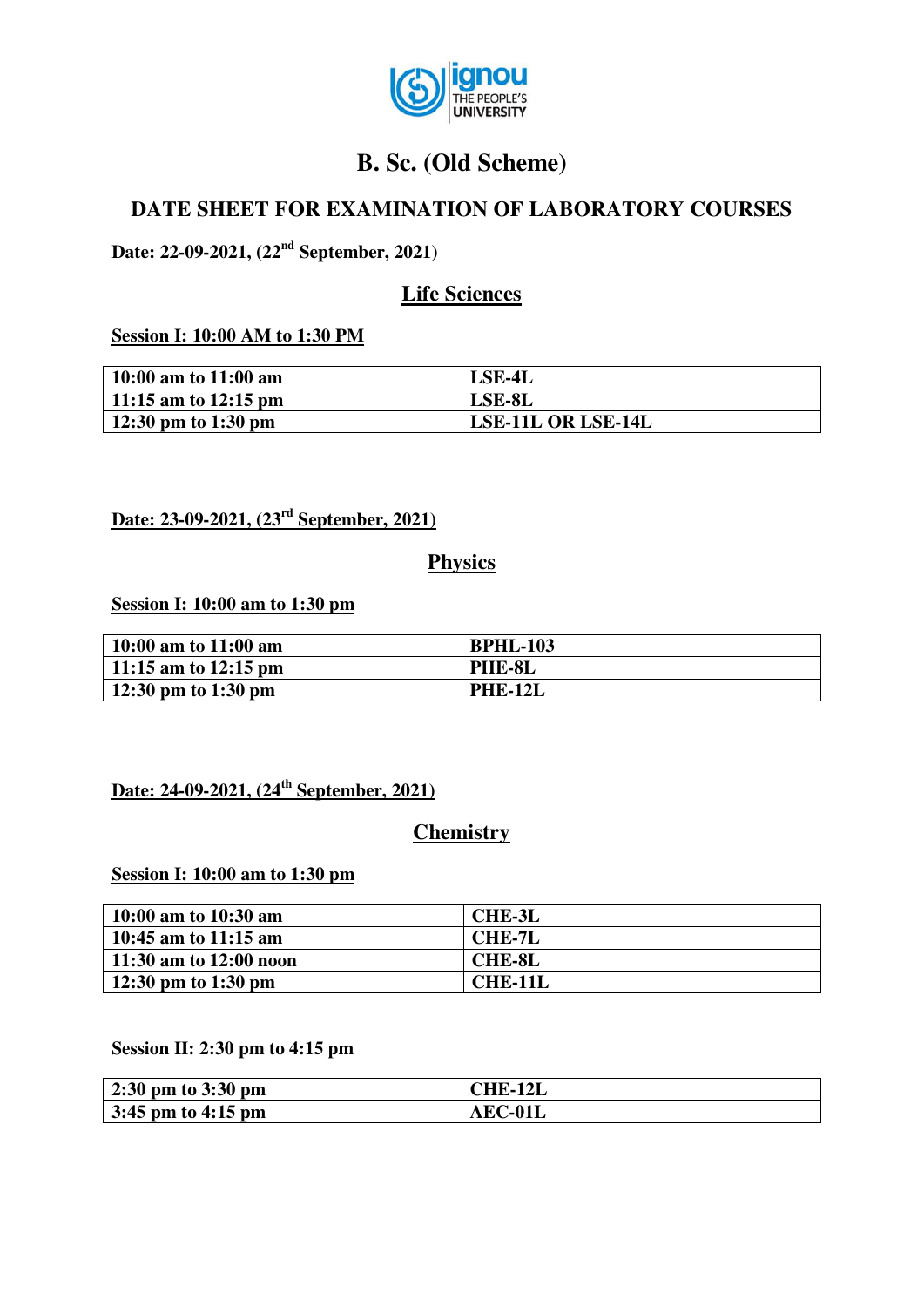ignou THE PEOPLE'S UNIVERSITY

# B. Sc. (Old Scheme)

## DATE SHEET FOR EXAMINATION OF LABORATORY COURSES

**Date: 22-09-2021, (22nd September, 2021)**

### Life Sciences

**Session I: 10:00 AM to 1:30 PM**

| | |
|---|---|
| 10:00 am to 11:00 am | LSE-4L |
| 11:15 am to 12:15 pm | LSE-8L |
| 12:30 pm to 1:30 pm | LSE-11L OR LSE-14L |

**Date: 23-09-2021, (23rd September, 2021)**

### Physics

**Session I: 10:00 am to 1:30 pm**

| | |
|---|---|
| 10:00 am to 11:00 am | BPHL-103 |
| 11:15 am to 12:15 pm | PHE-8L |
| 12:30 pm to 1:30 pm | PHE-12L |

**Date: 24-09-2021, (24th September, 2021)**

### Chemistry

**Session I: 10:00 am to 1:30 pm**

| | |
|---|---|
| 10:00 am to 10:30 am | CHE-3L |
| 10:45 am to 11:15 am | CHE-7L |
| 11:30 am to 12:00 noon | CHE-8L |
| 12:30 pm to 1:30 pm | CHE-11L |

**Session II: 2:30 pm to 4:15 pm**

| | |
|---|---|
| 2:30 pm to 3:30 pm | CHE-12L |
| 3:45 pm to 4:15 pm | AEC-01L |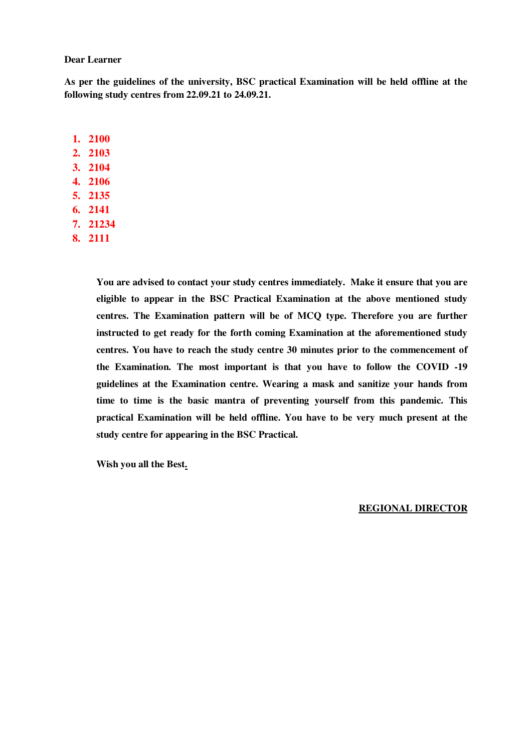**Dear Learner**

**As per the guidelines of the university, BSC practical Examination will be held offline at the following study centres from 22.09.21 to 24.09.21.**

1. **2100**
2. **2103**
3. **2104**
4. **2106**
5. **2135**
6. **2141**
7. **21234**
8. **2111**

**You are advised to contact your study centres immediately. Make it ensure that you are eligible to appear in the BSC Practical Examination at the above mentioned study centres. The Examination pattern will be of MCQ type. Therefore you are further instructed to get ready for the forth coming Examination at the aforementioned study centres. You have to reach the study centre 30 minutes prior to the commencement of the Examination. The most important is that you have to follow the COVID -19 guidelines at the Examination centre. Wearing a mask and sanitize your hands from time to time is the basic mantra of preventing yourself from this pandemic. This practical Examination will be held offline. You have to be very much present at the study centre for appearing in the BSC Practical.**

**Wish you all the Best.**

**REGIONAL DIRECTOR**